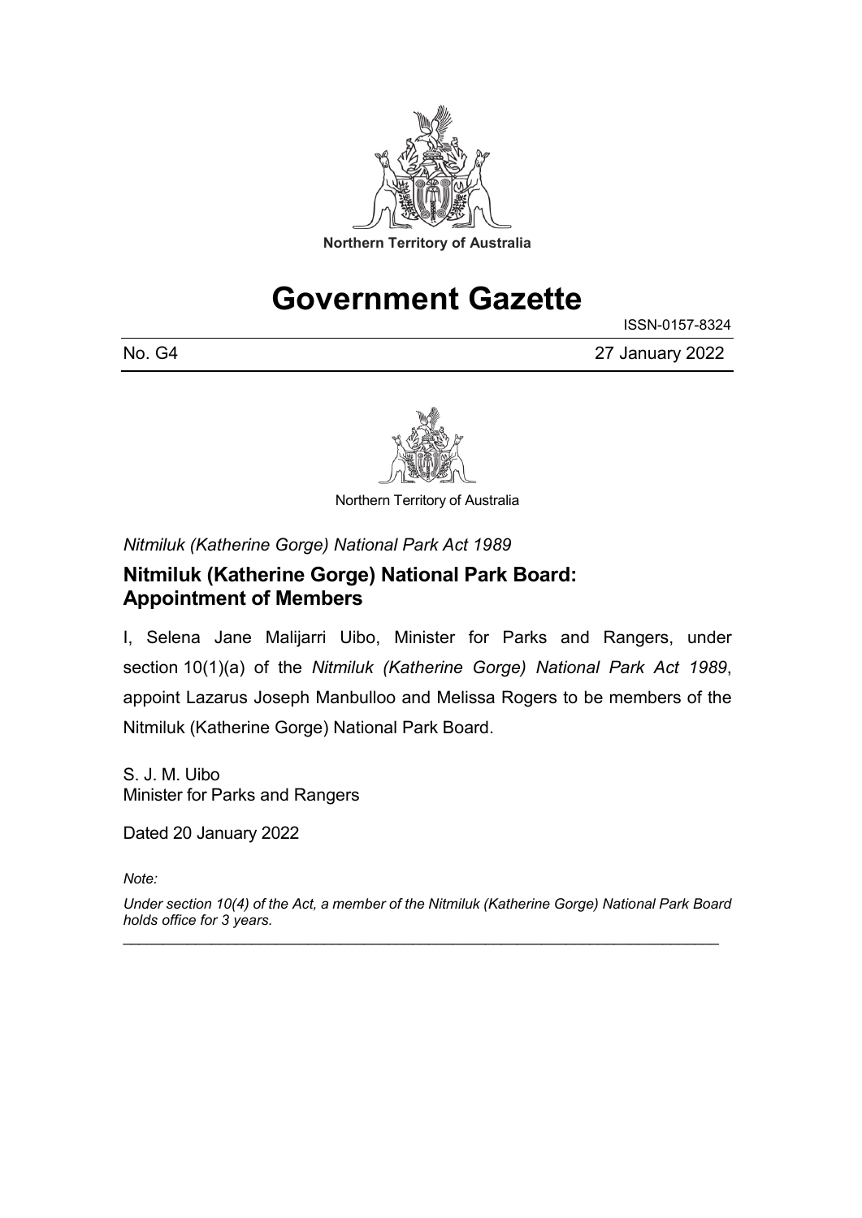Northern Territory of Australia

# Government Gazette

ISSN-0157-8324

No. G4 27 January 2022

Northern Territory of Australia

*Nitmiluk (Katherine Gorge) National Park Act 1989*

## Nitmiluk (Katherine Gorge) National Park Board: Appointment of Members

I, Selena Jane Malijarri Uibo, Minister for Parks and Rangers, under section 10(1)(a) of the *Nitmiluk (Katherine Gorge) National Park Act 1989*, appoint Lazarus Joseph Manbulloo and Melissa Rogers to be members of the Nitmiluk (Katherine Gorge) National Park Board.

S. J. M. Uibo
Minister for Parks and Rangers

Dated 20 January 2022

*Note:*

*Under section 10(4) of the Act, a member of the Nitmiluk (Katherine Gorge) National Park Board holds office for 3 years.*

---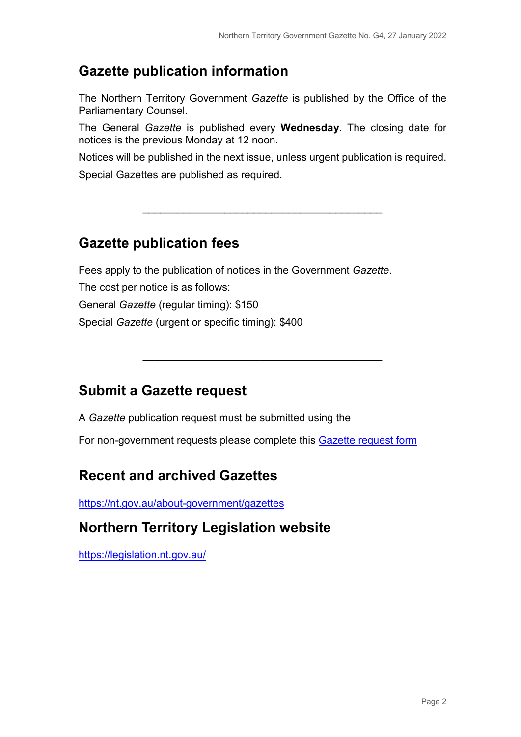## Gazette publication information

The Northern Territory Government *Gazette* is published by the Office of the Parliamentary Counsel.

The General *Gazette* is published every **Wednesday**. The closing date for notices is the previous Monday at 12 noon.

Notices will be published in the next issue, unless urgent publication is required.

Special Gazettes are published as required.

---

## Gazette publication fees

Fees apply to the publication of notices in the Government *Gazette*.

The cost per notice is as follows:

General *Gazette* (regular timing): $150

Special *Gazette* (urgent or specific timing): $400

---

## Submit a Gazette request

A *Gazette* publication request must be submitted using the

For non-government requests please complete this [Gazette request form]

## Recent and archived Gazettes

https://nt.gov.au/about-government/gazettes

## Northern Territory Legislation website

https://legislation.nt.gov.au/